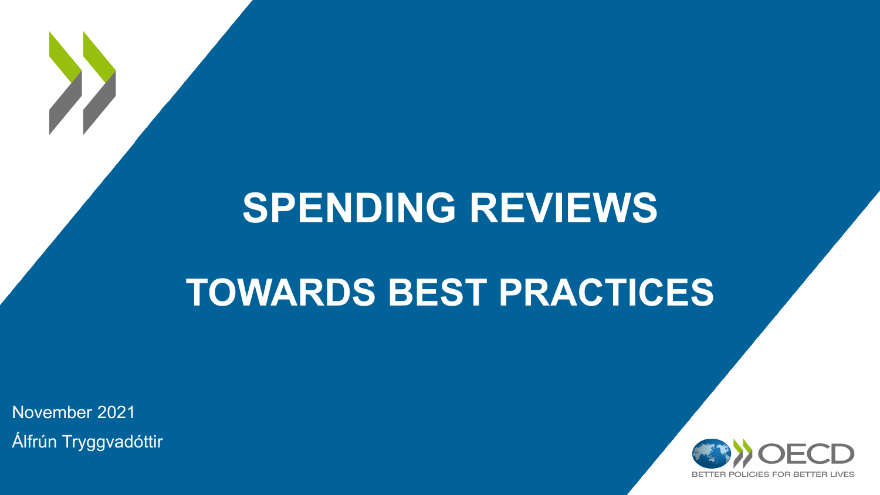# SPENDING REVIEWS

# TOWARDS BEST PRACTICES

November 2021

Álfrún Tryggvadóttir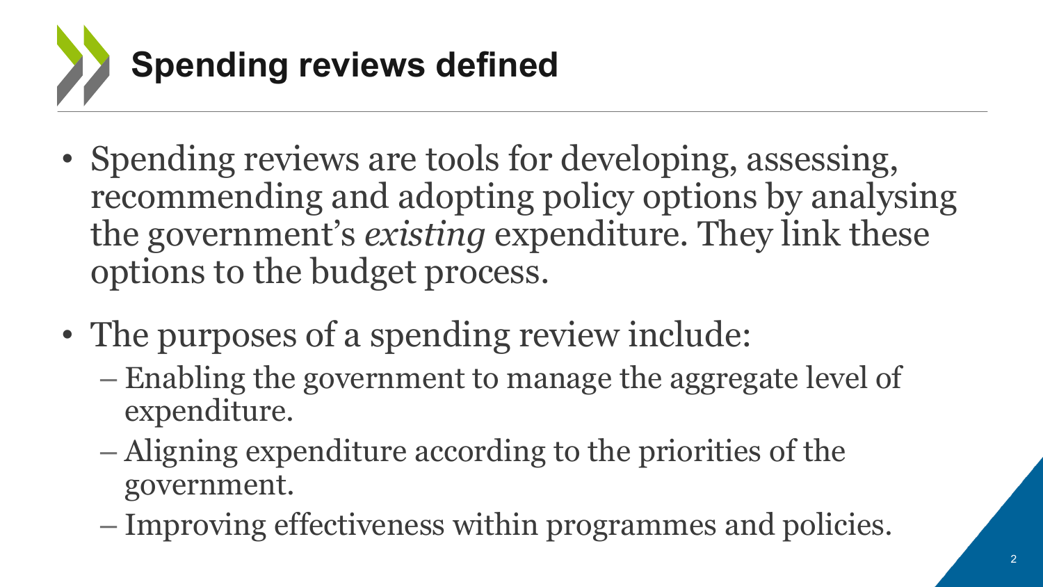# Spending reviews defined

- Spending reviews are tools for developing, assessing, recommending and adopting policy options by analysing the government's *existing* expenditure. They link these options to the budget process.
- The purposes of a spending review include:
  - Enabling the government to manage the aggregate level of expenditure.
  - Aligning expenditure according to the priorities of the government.
  - Improving effectiveness within programmes and policies.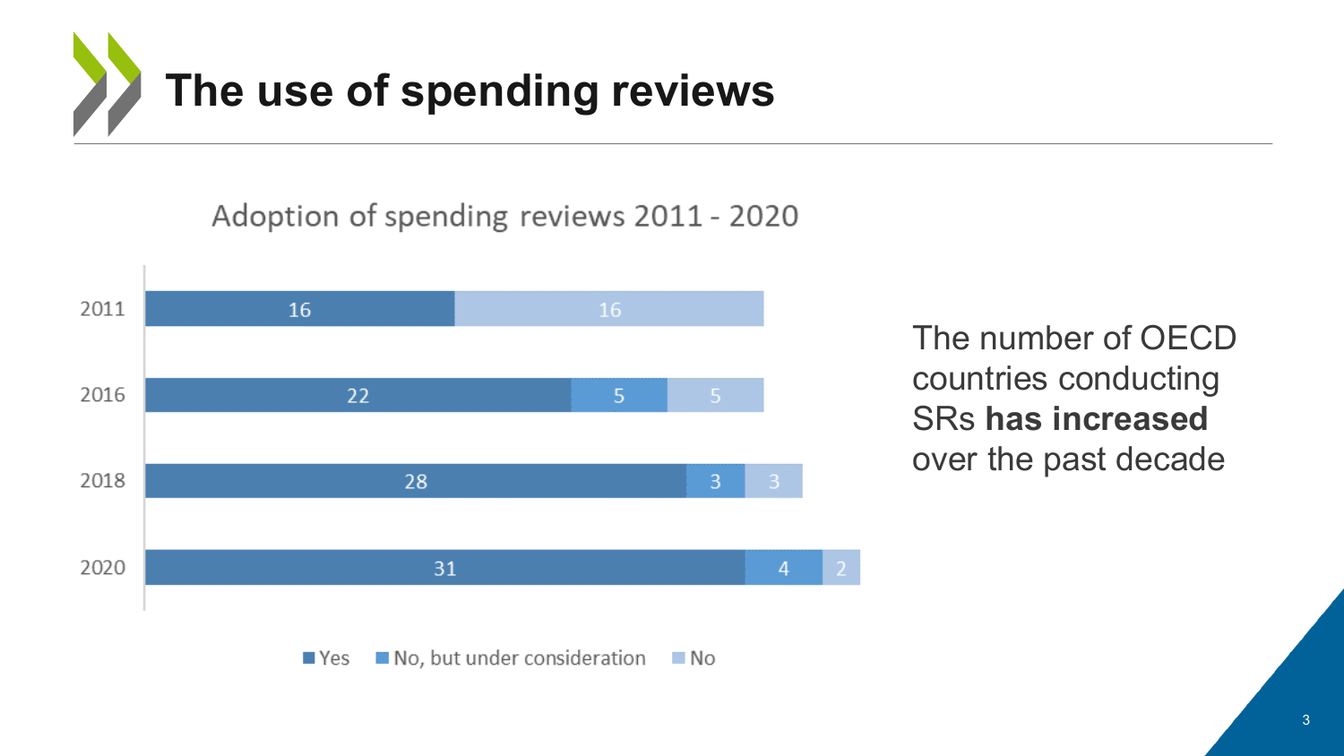# The use of spending reviews

Adoption of spending reviews 2011 - 2020

| Year | Yes | No, but under consideration | No |
|---|---|---|---|
| 2011 | 16 | | 16 |
| 2016 | 22 | 5 | 5 |
| 2018 | 28 | 3 | 3 |
| 2020 | 31 | 4 | 2 |

The number of OECD countries conducting SRs **has increased** over the past decade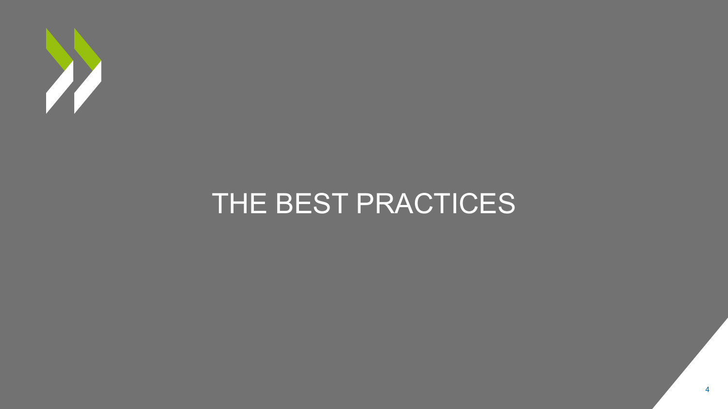# THE BEST PRACTICES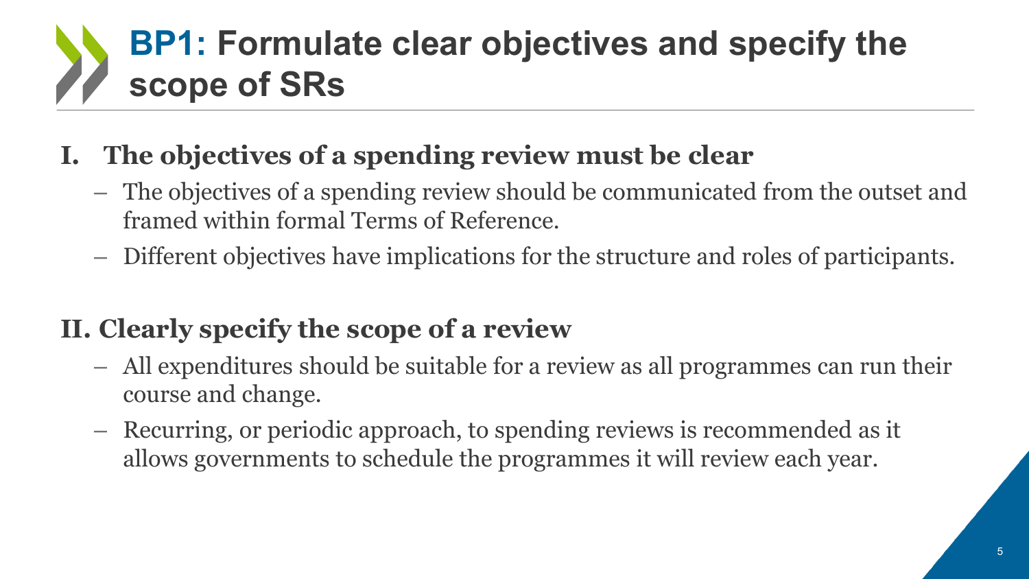# **BP1:** Formulate clear objectives and specify the scope of SRs

## I. The objectives of a spending review must be clear

- The objectives of a spending review should be communicated from the outset and framed within formal Terms of Reference.
- Different objectives have implications for the structure and roles of participants.

## II. Clearly specify the scope of a review

- All expenditures should be suitable for a review as all programmes can run their course and change.
- Recurring, or periodic approach, to spending reviews is recommended as it allows governments to schedule the programmes it will review each year.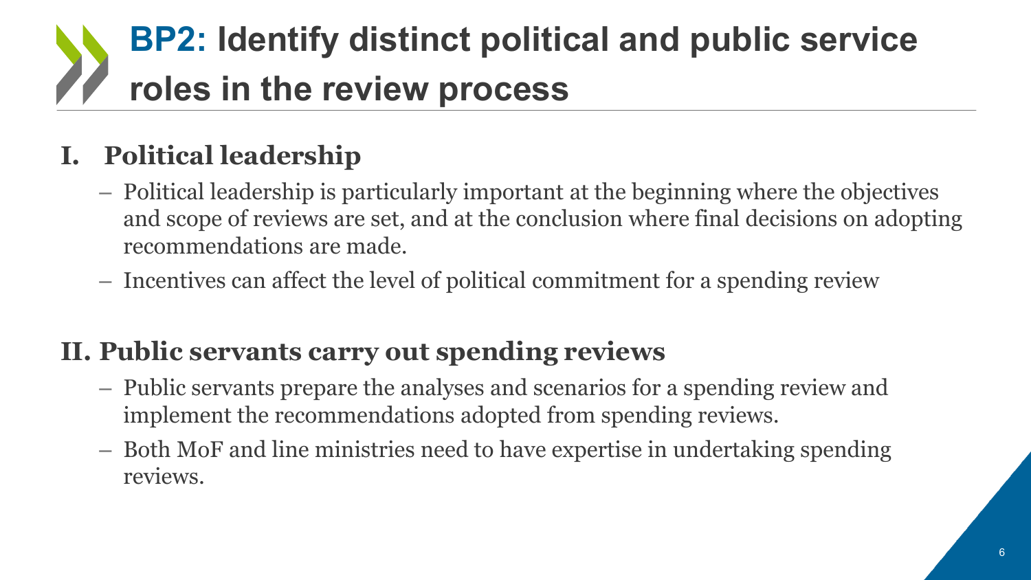# **BP2:** Identify distinct political and public service roles in the review process

## I. Political leadership

- Political leadership is particularly important at the beginning where the objectives and scope of reviews are set, and at the conclusion where final decisions on adopting recommendations are made.
- Incentives can affect the level of political commitment for a spending review

## II. Public servants carry out spending reviews

- Public servants prepare the analyses and scenarios for a spending review and implement the recommendations adopted from spending reviews.
- Both MoF and line ministries need to have expertise in undertaking spending reviews.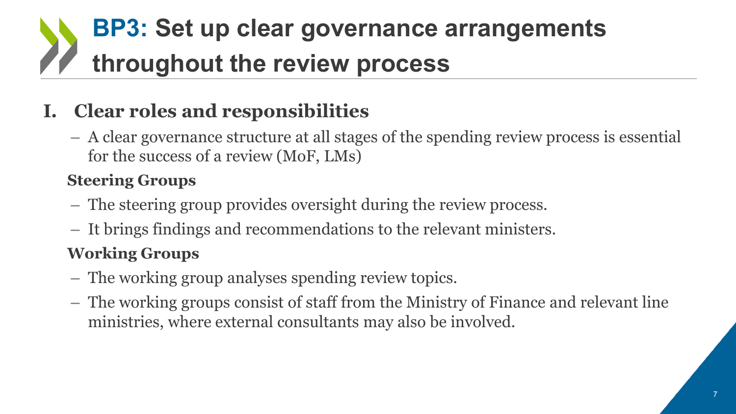# BP3: Set up clear governance arrangements throughout the review process

## I. Clear roles and responsibilities

- A clear governance structure at all stages of the spending review process is essential for the success of a review (MoF, LMs)

**Steering Groups**

- The steering group provides oversight during the review process.
- It brings findings and recommendations to the relevant ministers.

**Working Groups**

- The working group analyses spending review topics.
- The working groups consist of staff from the Ministry of Finance and relevant line ministries, where external consultants may also be involved.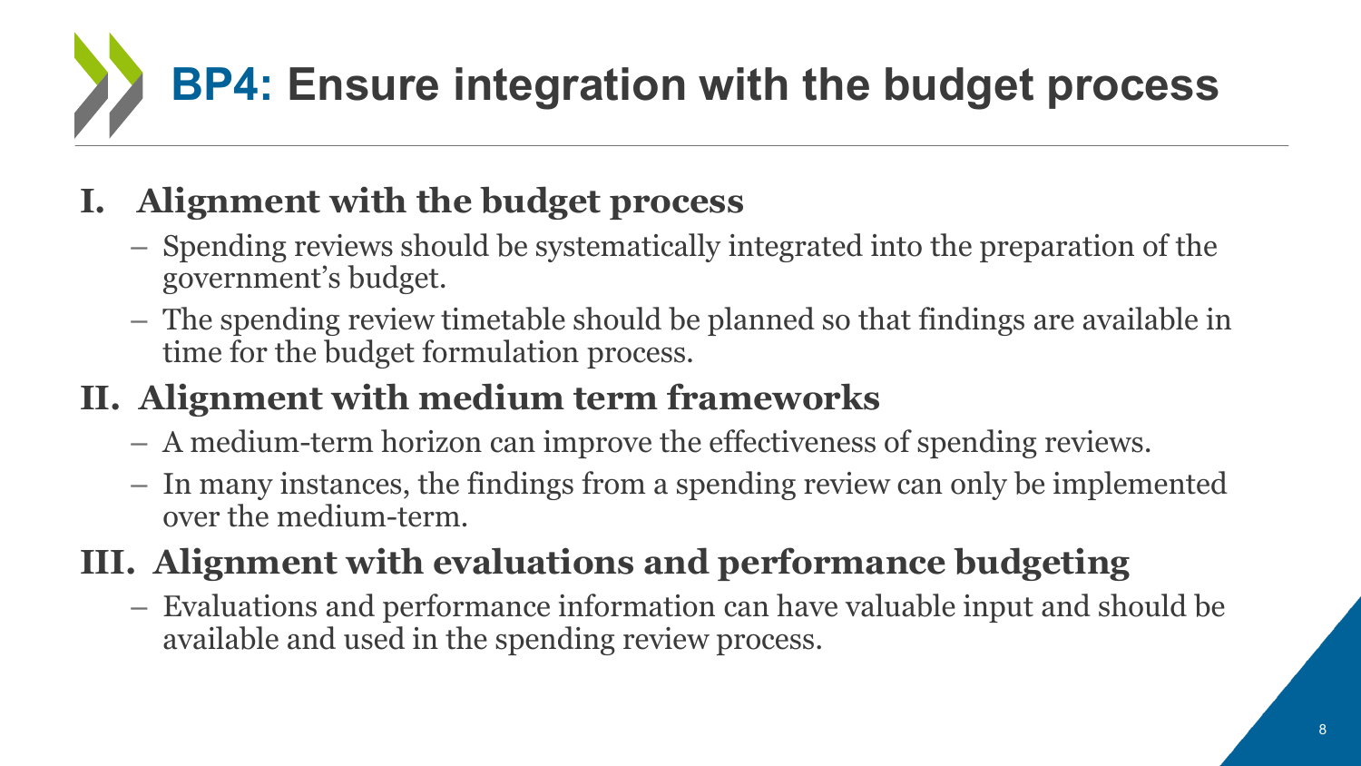# BP4: Ensure integration with the budget process

## I. Alignment with the budget process

- Spending reviews should be systematically integrated into the preparation of the government's budget.
- The spending review timetable should be planned so that findings are available in time for the budget formulation process.

## II. Alignment with medium term frameworks

- A medium-term horizon can improve the effectiveness of spending reviews.
- In many instances, the findings from a spending review can only be implemented over the medium-term.

## III. Alignment with evaluations and performance budgeting

- Evaluations and performance information can have valuable input and should be available and used in the spending review process.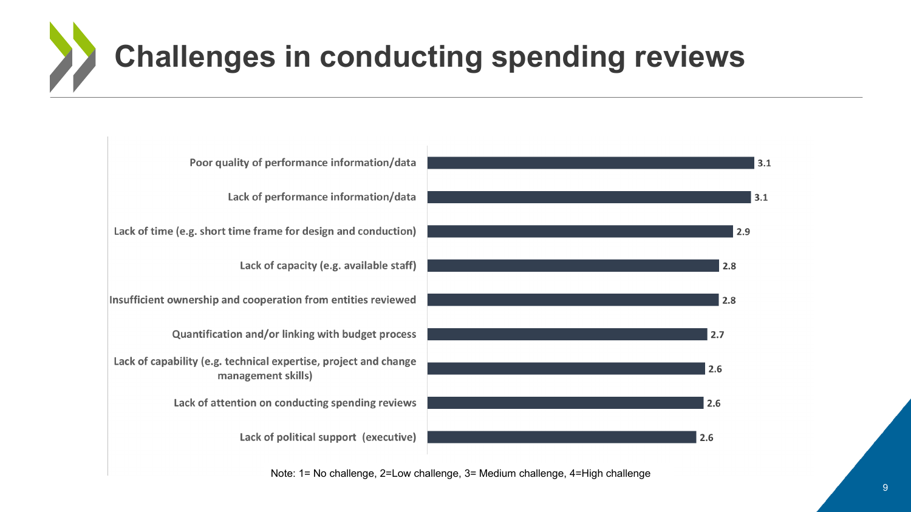# Challenges in conducting spending reviews

| Challenge | Score |
| --- | --- |
| Poor quality of performance information/data | 3.1 |
| Lack of performance information/data | 3.1 |
| Lack of time (e.g. short time frame for design and conduction) | 2.9 |
| Lack of capacity (e.g. available staff) | 2.8 |
| Insufficient ownership and cooperation from entities reviewed | 2.8 |
| Quantification and/or linking with budget process | 2.7 |
| Lack of capability (e.g. technical expertise, project and change management skills) | 2.6 |
| Lack of attention on conducting spending reviews | 2.6 |
| Lack of political support (executive) | 2.6 |

Note: 1= No challenge, 2=Low challenge, 3= Medium challenge, 4=High challenge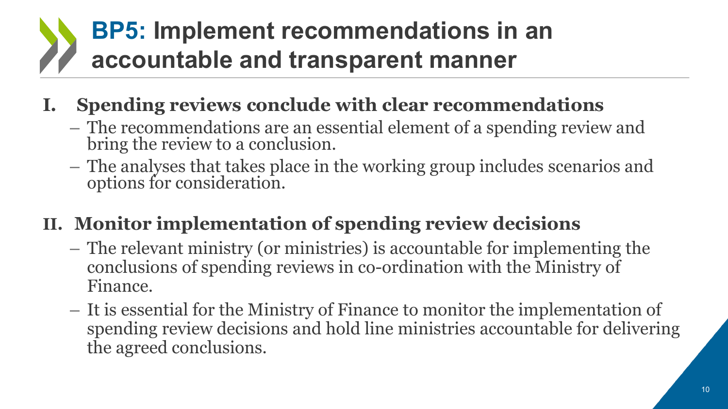# BP5: Implement recommendations in an accountable and transparent manner

## I. Spending reviews conclude with clear recommendations

- The recommendations are an essential element of a spending review and bring the review to a conclusion.
- The analyses that takes place in the working group includes scenarios and options for consideration.

## II. Monitor implementation of spending review decisions

- The relevant ministry (or ministries) is accountable for implementing the conclusions of spending reviews in co-ordination with the Ministry of Finance.
- It is essential for the Ministry of Finance to monitor the implementation of spending review decisions and hold line ministries accountable for delivering the agreed conclusions.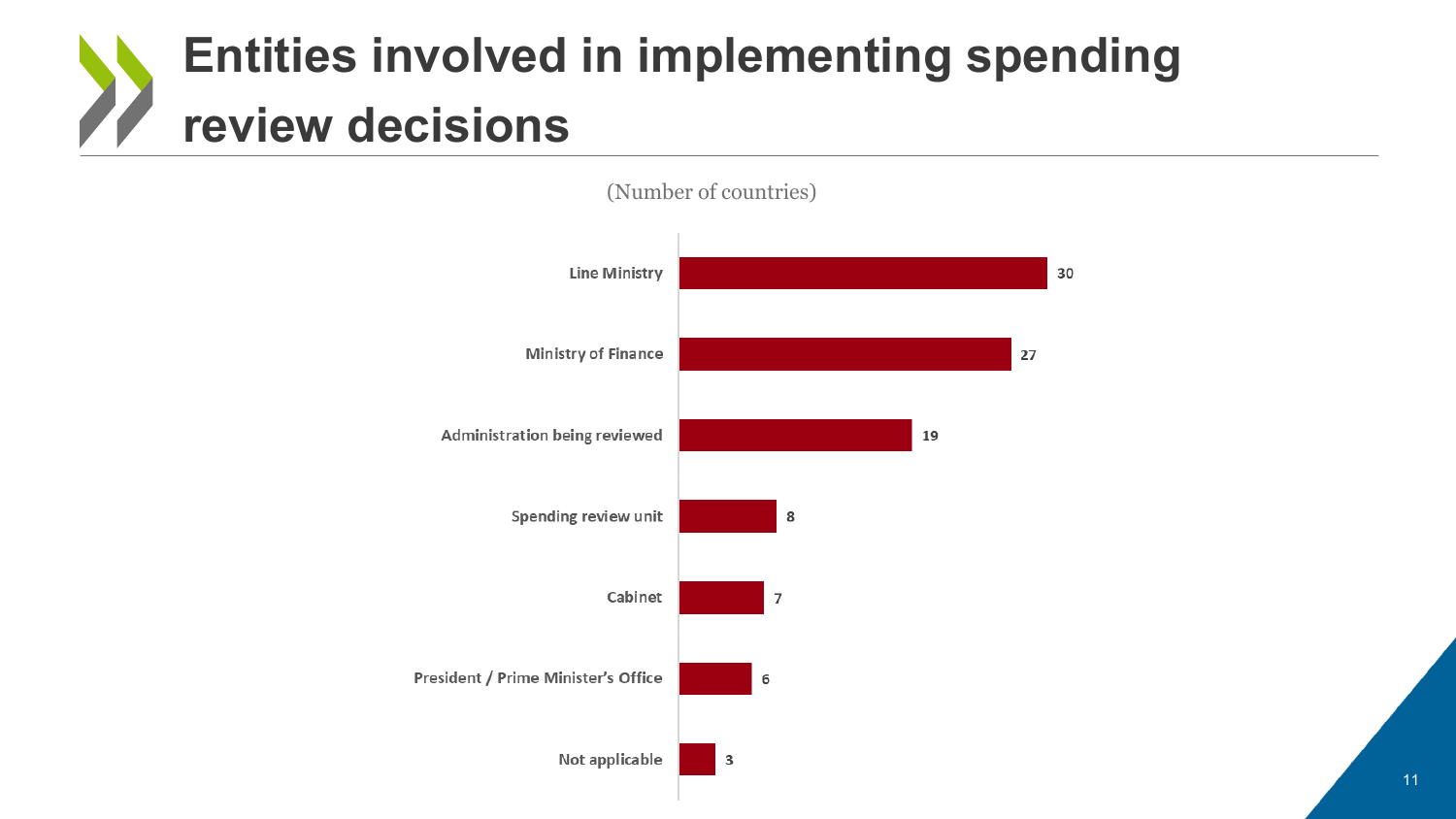# Entities involved in implementing spending review decisions

(Number of countries)

| Entity | Number of countries |
| --- | --- |
| Line Ministry | 30 |
| Ministry of Finance | 27 |
| Administration being reviewed | 19 |
| Spending review unit | 8 |
| Cabinet | 7 |
| President / Prime Minister's Office | 6 |
| Not applicable | 3 |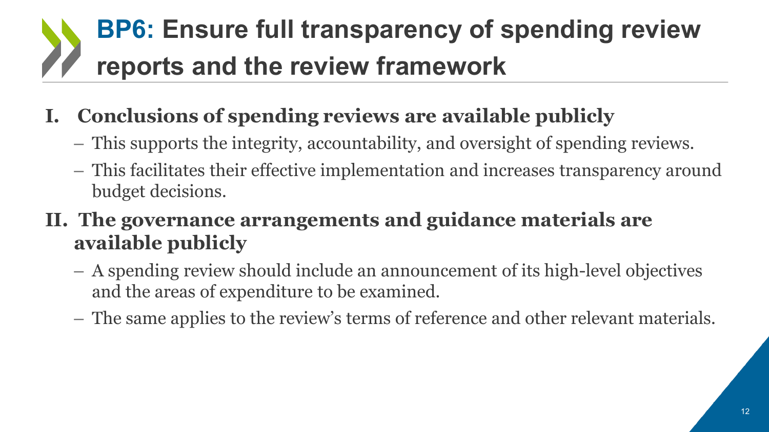# BP6: Ensure full transparency of spending review reports and the review framework

**I. Conclusions of spending reviews are available publicly**

- This supports the integrity, accountability, and oversight of spending reviews.
- This facilitates their effective implementation and increases transparency around budget decisions.

**II. The governance arrangements and guidance materials are available publicly**

- A spending review should include an announcement of its high-level objectives and the areas of expenditure to be examined.
- The same applies to the review's terms of reference and other relevant materials.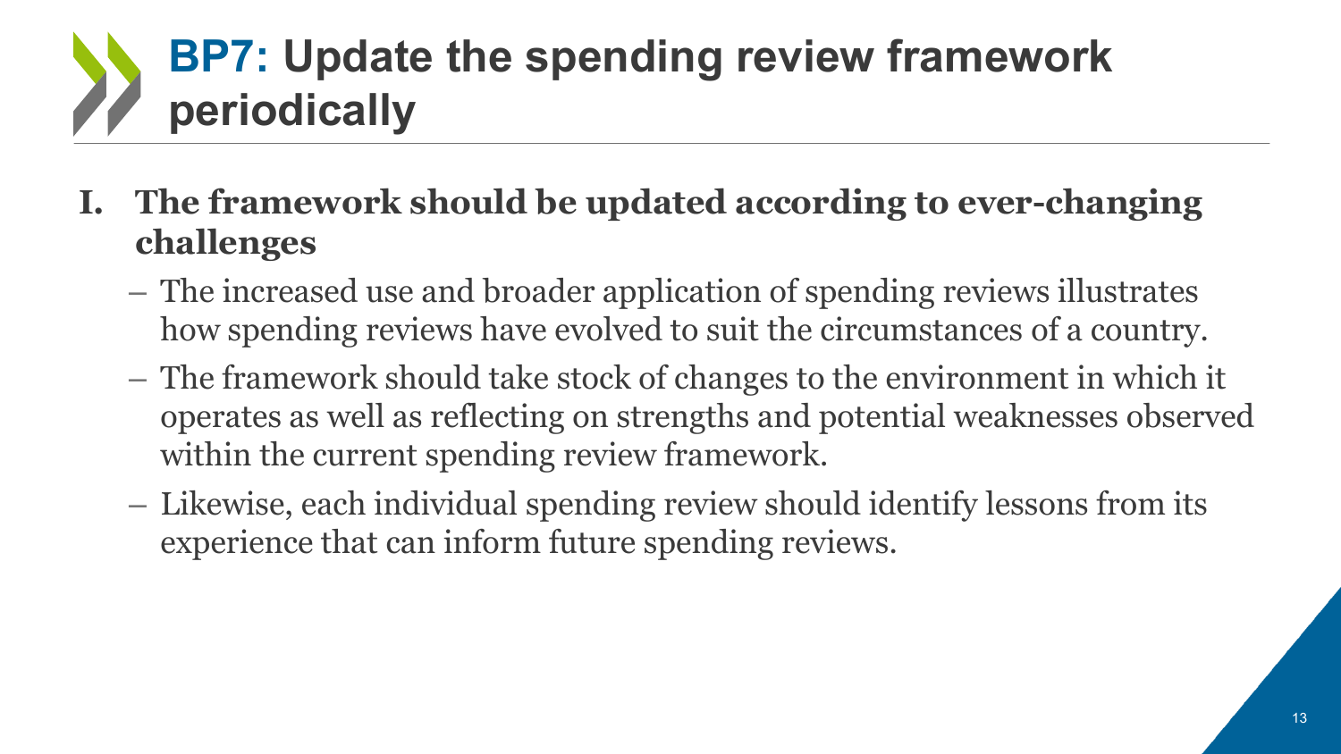# BP7: Update the spending review framework periodically

I. **The framework should be updated according to ever-changing challenges**

   – The increased use and broader application of spending reviews illustrates how spending reviews have evolved to suit the circumstances of a country.

   – The framework should take stock of changes to the environment in which it operates as well as reflecting on strengths and potential weaknesses observed within the current spending review framework.

   – Likewise, each individual spending review should identify lessons from its experience that can inform future spending reviews.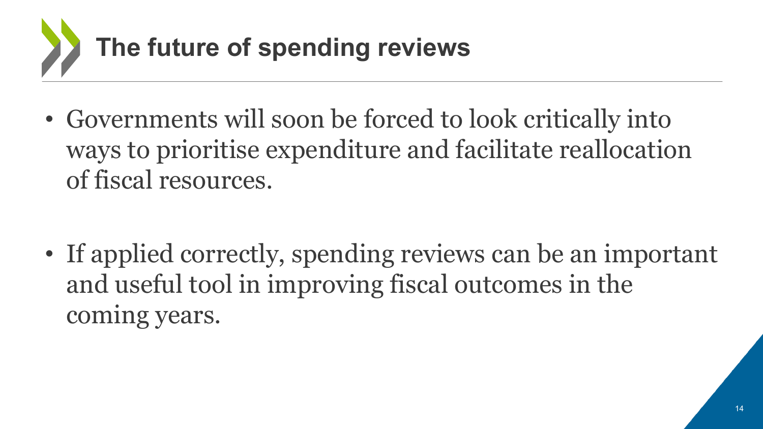# The future of spending reviews

- Governments will soon be forced to look critically into ways to prioritise expenditure and facilitate reallocation of fiscal resources.

- If applied correctly, spending reviews can be an important and useful tool in improving fiscal outcomes in the coming years.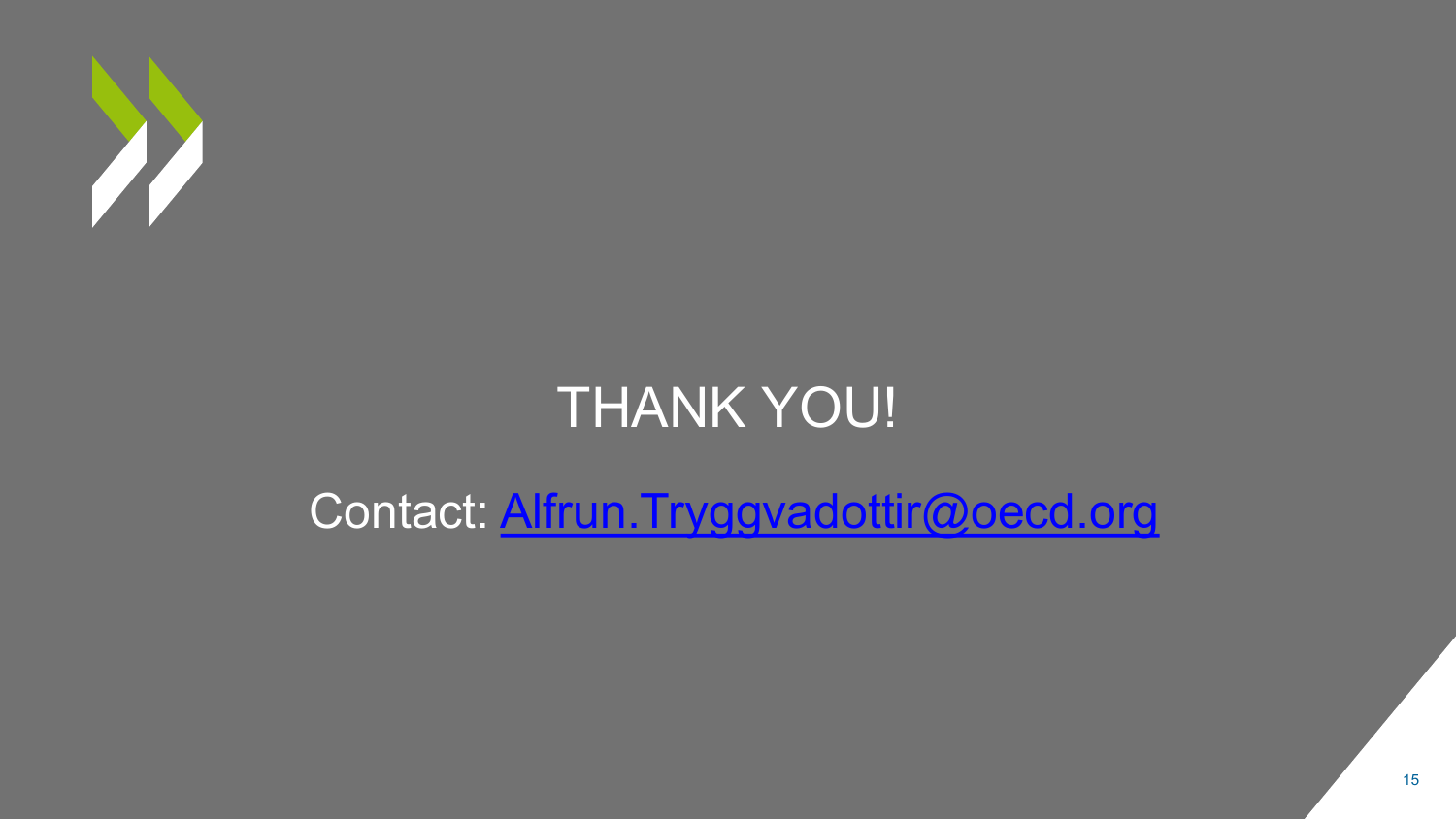# THANK YOU!

Contact: [Alfrun.Tryggvadottir@oecd.org](mailto:Alfrun.Tryggvadottir@oecd.org)